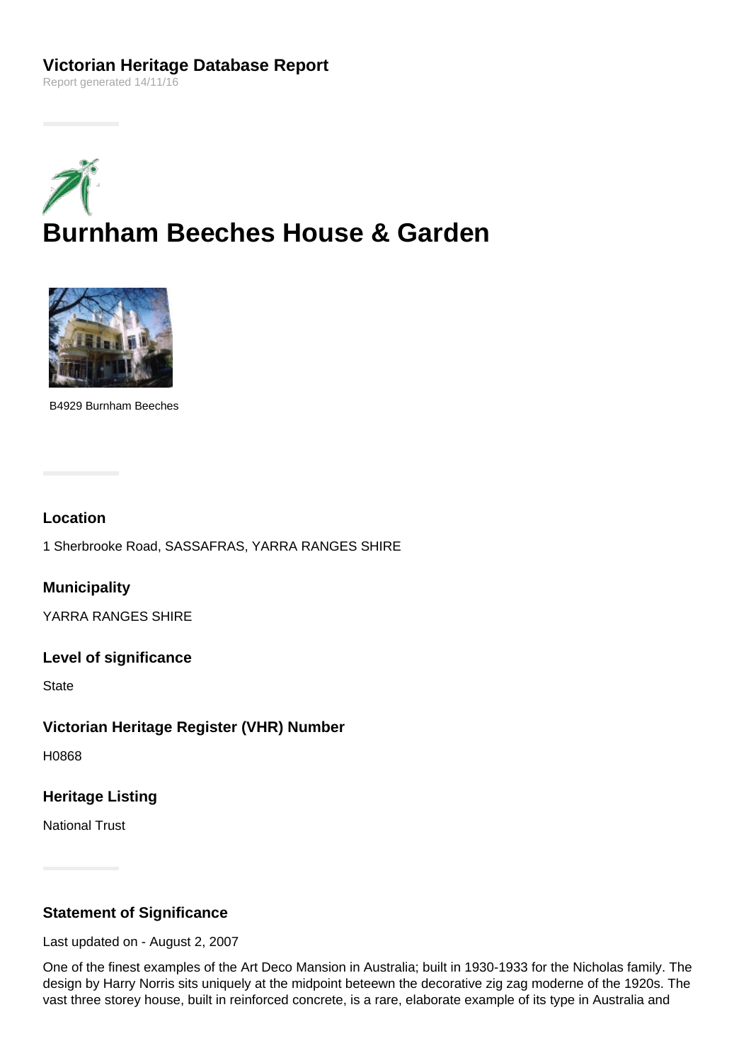**Victorian Heritage Database Report**

Report generated 14/11/16

# Burnham Beeches House & Garden

B4929 Burnham Beeches

### Location

1 Sherbrooke Road, SASSAFRAS, YARRA RANGES SHIRE

### Municipality

YARRA RANGES SHIRE

### Level of significance

State

### Victorian Heritage Register (VHR) Number

H0868

### Heritage Listing

National Trust

### Statement of Significance

Last updated on - August 2, 2007

One of the finest examples of the Art Deco Mansion in Australia; built in 1930-1933 for the Nicholas family. The design by Harry Norris sits uniquely at the midpoint beteewn the decorative zig zag moderne of the 1920s. The vast three storey house, built in reinforced concrete, is a rare, elaborate example of its type in Australia and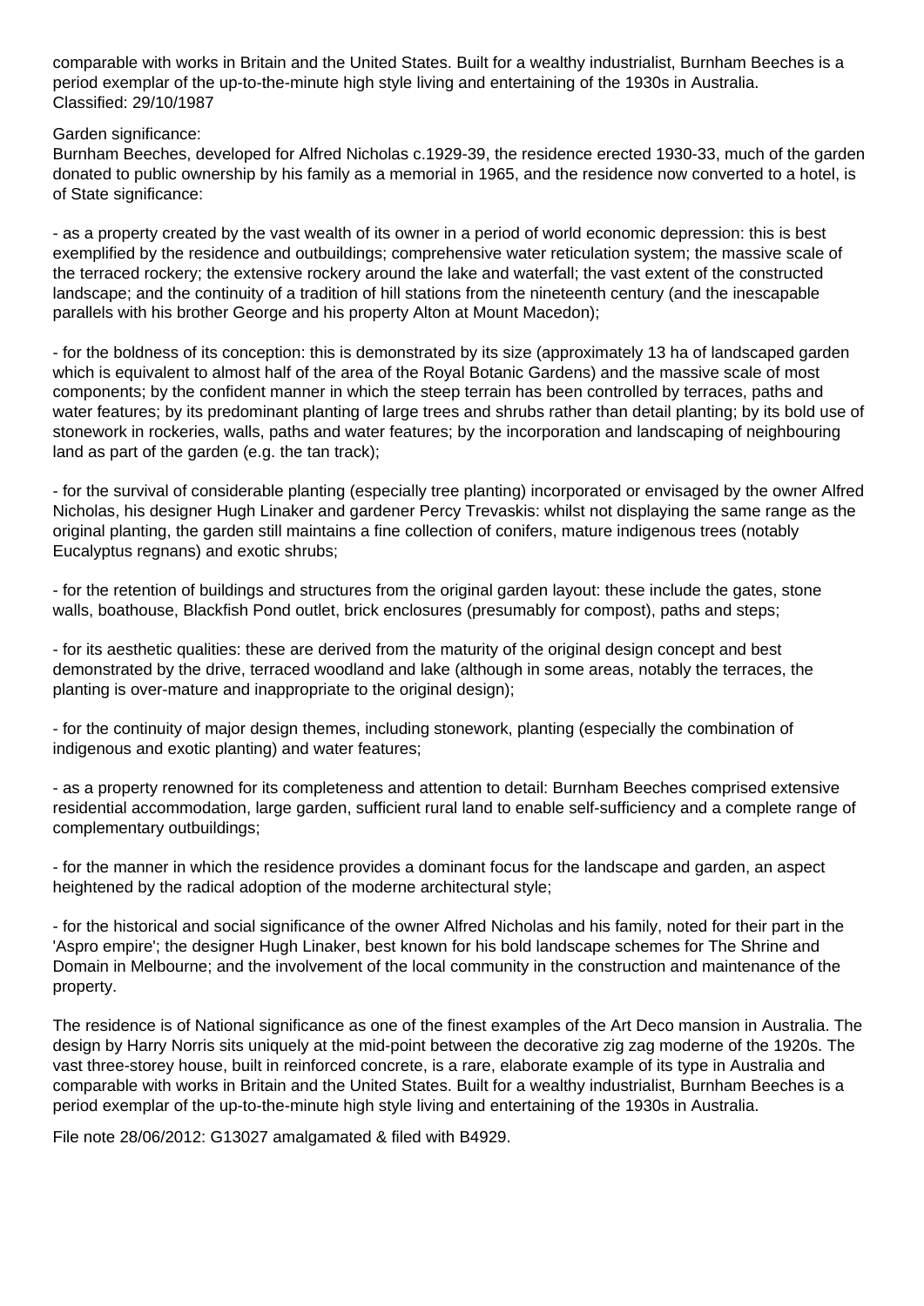comparable with works in Britain and the United States. Built for a wealthy industrialist, Burnham Beeches is a period exemplar of the up-to-the-minute high style living and entertaining of the 1930s in Australia.
Classified: 29/10/1987

Garden significance:
Burnham Beeches, developed for Alfred Nicholas c.1929-39, the residence erected 1930-33, much of the garden donated to public ownership by his family as a memorial in 1965, and the residence now converted to a hotel, is of State significance:

- as a property created by the vast wealth of its owner in a period of world economic depression: this is best exemplified by the residence and outbuildings; comprehensive water reticulation system; the massive scale of the terraced rockery; the extensive rockery around the lake and waterfall; the vast extent of the constructed landscape; and the continuity of a tradition of hill stations from the nineteenth century (and the inescapable parallels with his brother George and his property Alton at Mount Macedon);

- for the boldness of its conception: this is demonstrated by its size (approximately 13 ha of landscaped garden which is equivalent to almost half of the area of the Royal Botanic Gardens) and the massive scale of most components; by the confident manner in which the steep terrain has been controlled by terraces, paths and water features; by its predominant planting of large trees and shrubs rather than detail planting; by its bold use of stonework in rockeries, walls, paths and water features; by the incorporation and landscaping of neighbouring land as part of the garden (e.g. the tan track);

- for the survival of considerable planting (especially tree planting) incorporated or envisaged by the owner Alfred Nicholas, his designer Hugh Linaker and gardener Percy Trevaskis: whilst not displaying the same range as the original planting, the garden still maintains a fine collection of conifers, mature indigenous trees (notably Eucalyptus regnans) and exotic shrubs;

- for the retention of buildings and structures from the original garden layout: these include the gates, stone walls, boathouse, Blackfish Pond outlet, brick enclosures (presumably for compost), paths and steps;

- for its aesthetic qualities: these are derived from the maturity of the original design concept and best demonstrated by the drive, terraced woodland and lake (although in some areas, notably the terraces, the planting is over-mature and inappropriate to the original design);

- for the continuity of major design themes, including stonework, planting (especially the combination of indigenous and exotic planting) and water features;

- as a property renowned for its completeness and attention to detail: Burnham Beeches comprised extensive residential accommodation, large garden, sufficient rural land to enable self-sufficiency and a complete range of complementary outbuildings;

- for the manner in which the residence provides a dominant focus for the landscape and garden, an aspect heightened by the radical adoption of the moderne architectural style;

- for the historical and social significance of the owner Alfred Nicholas and his family, noted for their part in the 'Aspro empire'; the designer Hugh Linaker, best known for his bold landscape schemes for The Shrine and Domain in Melbourne; and the involvement of the local community in the construction and maintenance of the property.

The residence is of National significance as one of the finest examples of the Art Deco mansion in Australia. The design by Harry Norris sits uniquely at the mid-point between the decorative zig zag moderne of the 1920s. The vast three-storey house, built in reinforced concrete, is a rare, elaborate example of its type in Australia and comparable with works in Britain and the United States. Built for a wealthy industrialist, Burnham Beeches is a period exemplar of the up-to-the-minute high style living and entertaining of the 1930s in Australia.

File note 28/06/2012: G13027 amalgamated & filed with B4929.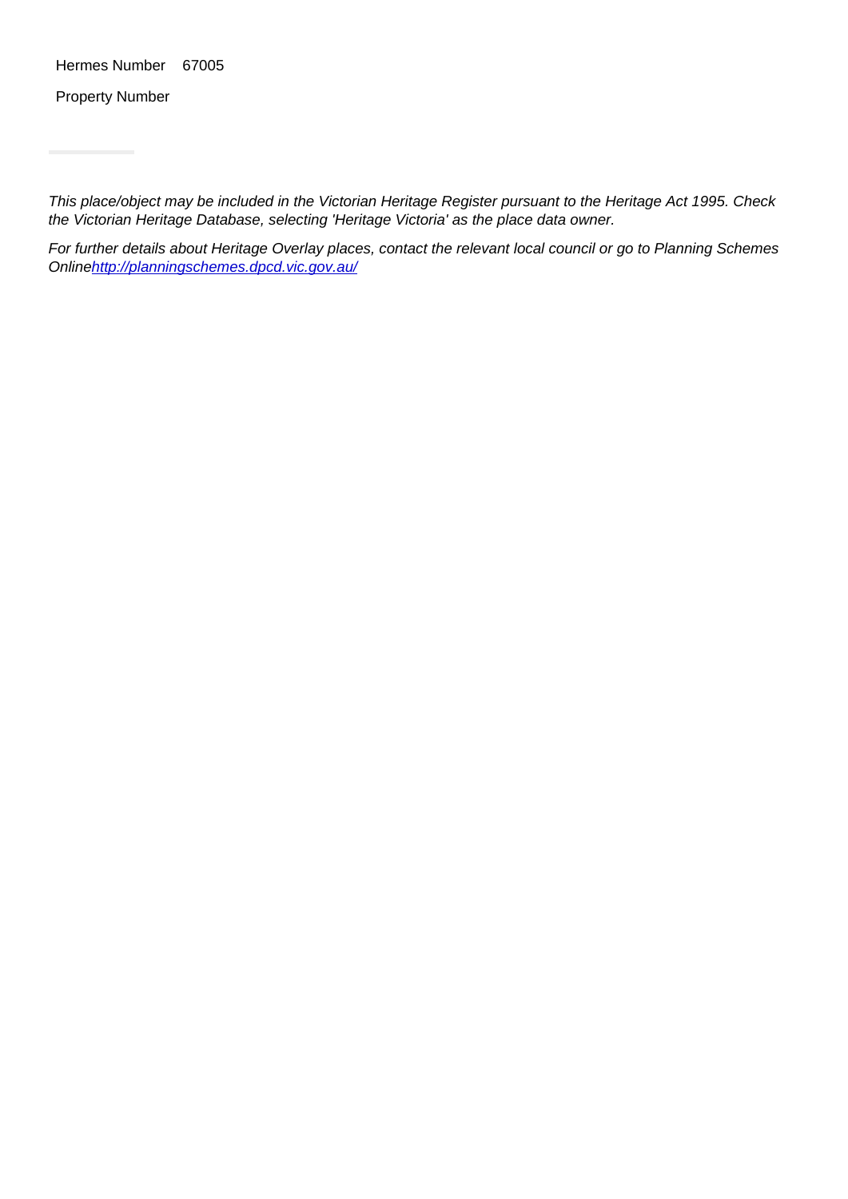Hermes Number 67005

Property Number

*This place/object may be included in the Victorian Heritage Register pursuant to the Heritage Act 1995. Check the Victorian Heritage Database, selecting 'Heritage Victoria' as the place data owner.*

*For further details about Heritage Overlay places, contact the relevant local council or go to Planning Schemes Online*[*http://planningschemes.dpcd.vic.gov.au/*](http://planningschemes.dpcd.vic.gov.au/)